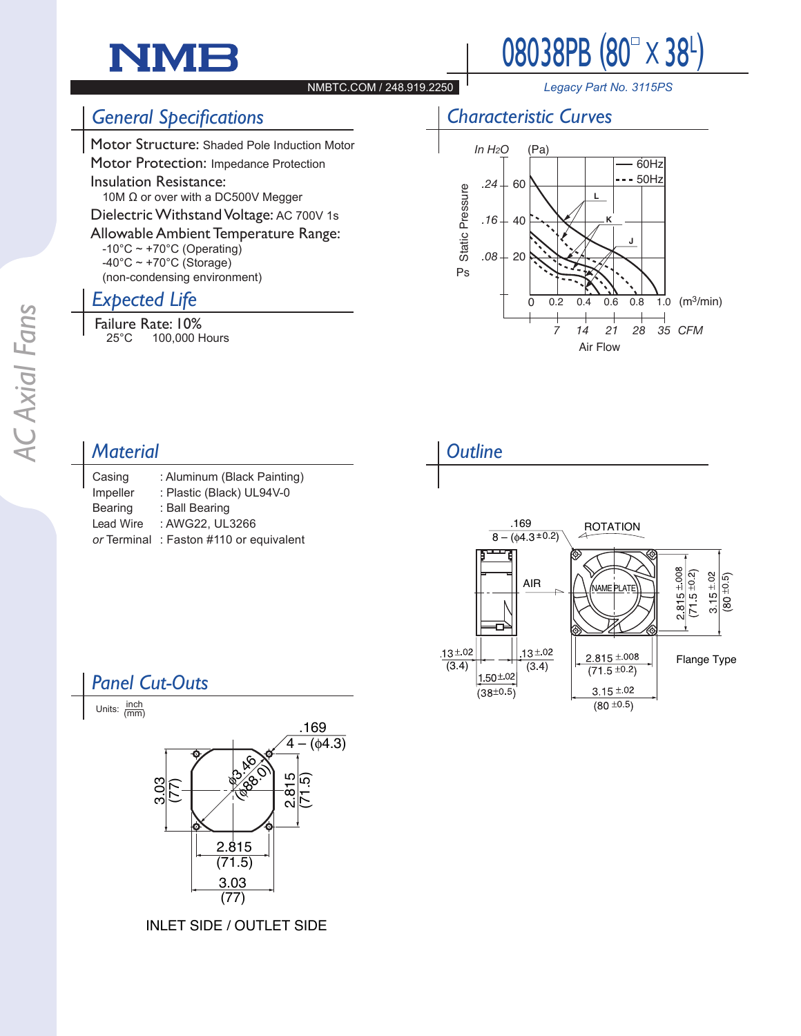# NMB

NMBTC.COM / 248.919.2250

# 08038PB (80□ X 38L)

*Legacy Part No. 3115PS*

## General Specifications

**Motor Structure:** Shaded Pole Induction Motor

**Motor Protection:** Impedance Protection

**Insulation Resistance:**
10M Ω or over with a DC500V Megger

**Dielectric Withstand Voltage:** AC 700V 1s

**Allowable Ambient Temperature Range:**
-10°C ~ +70°C (Operating)
-40°C ~ +70°C (Storage)
(non-condensing environment)

## Expected Life

Failure Rate: 10%
25°C 100,000 Hours

## Characteristic Curves

Static Pressure Ps: In $H_2O$ (.08, .16, .24) / (Pa) (20, 40, 60)

Air Flow: (m³/min) 0, 0.2, 0.4, 0.6, 0.8, 1.0 / CFM 7, 14, 21, 28, 35

Curves: L, K, J — 60Hz (solid), 50Hz (dashed)

## Material

| | |
|---|---|
| Casing | : Aluminum (Black Painting) |
| Impeller | : Plastic (Black) UL94V-0 |
| Bearing | : Ball Bearing |
| Lead Wire | : AWG22, UL3266 |
| *or* Terminal | : Faston #110 or equivalent |

## Outline

.169
8 – (ϕ4.3±0.2)

ROTATION

AIR

NAME PLATE

.13±.02 (3.4) · .13±.02 (3.4) · 1.50±.02 (38±0.5)

2.815 ±.008 (71.5 ±0.2) · 3.15 ±.02 (80 ±0.5)

Flange Type

## Panel Cut-Outs

Units: inch/(mm)

.169
4 – (ϕ4.3)

ϕ3.46 (ϕ88.0)

3.03 (77) · 2.815 (71.5)

2.815 (71.5) · 3.03 (77)

INLET SIDE / OUTLET SIDE

AC Axial Fans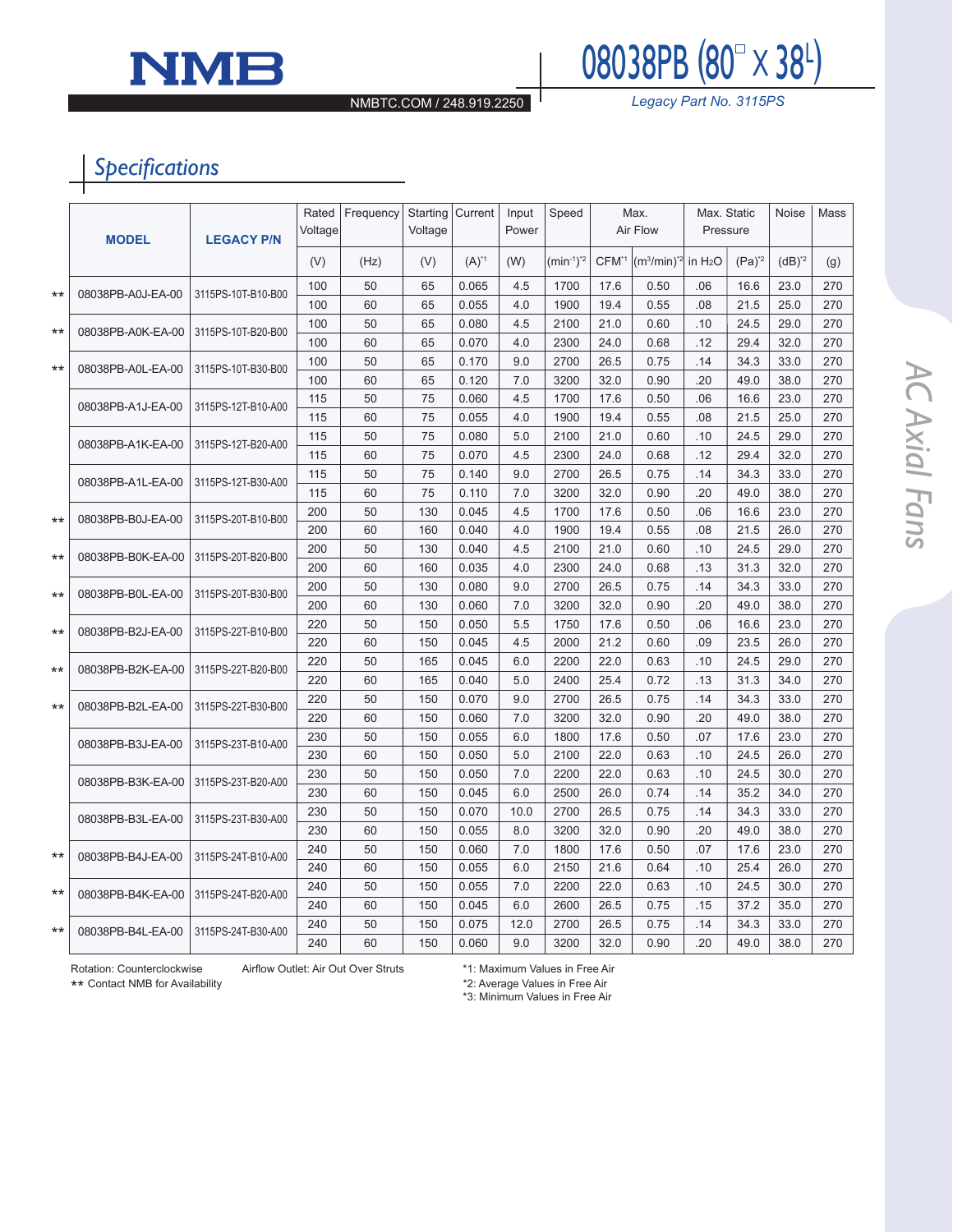# NMB

NMBTC.COM / 248.919.2250

## 08038PB (80□ X 38L)

*Legacy Part No. 3115PS*

## Specifications

| | MODEL | LEGACY P/N | Rated Voltage | Frequency | Starting Voltage | Current | Input Power | Speed | Max. Air Flow | | Max. Static Pressure | | Noise | Mass |
|---|---|---|---|---|---|---|---|---|---|---|---|---|---|---|
| | | | (V) | (Hz) | (V) | (A)*1 | (W) | (min⁻¹)*2 | CFM*1 | (m³/min)*2 | in H₂O | (Pa)*2 | (dB)*2 | (g) |
| ** | 08038PB-A0J-EA-00 | 3115PS-10T-B10-B00 | 100 | 50 | 65 | 0.065 | 4.5 | 1700 | 17.6 | 0.50 | .06 | 16.6 | 23.0 | 270 |
| | | | 100 | 60 | 65 | 0.055 | 4.0 | 1900 | 19.4 | 0.55 | .08 | 21.5 | 25.0 | 270 |
| ** | 08038PB-A0K-EA-00 | 3115PS-10T-B20-B00 | 100 | 50 | 65 | 0.080 | 4.5 | 2100 | 21.0 | 0.60 | .10 | 24.5 | 29.0 | 270 |
| | | | 100 | 60 | 65 | 0.070 | 4.0 | 2300 | 24.0 | 0.68 | .12 | 29.4 | 32.0 | 270 |
| ** | 08038PB-A0L-EA-00 | 3115PS-10T-B30-B00 | 100 | 50 | 65 | 0.170 | 9.0 | 2700 | 26.5 | 0.75 | .14 | 34.3 | 33.0 | 270 |
| | | | 100 | 60 | 65 | 0.120 | 7.0 | 3200 | 32.0 | 0.90 | .20 | 49.0 | 38.0 | 270 |
| | 08038PB-A1J-EA-00 | 3115PS-12T-B10-A00 | 115 | 50 | 75 | 0.060 | 4.5 | 1700 | 17.6 | 0.50 | .06 | 16.6 | 23.0 | 270 |
| | | | 115 | 60 | 75 | 0.055 | 4.0 | 1900 | 19.4 | 0.55 | .08 | 21.5 | 25.0 | 270 |
| | 08038PB-A1K-EA-00 | 3115PS-12T-B20-A00 | 115 | 50 | 75 | 0.080 | 5.0 | 2100 | 21.0 | 0.60 | .10 | 24.5 | 29.0 | 270 |
| | | | 115 | 60 | 75 | 0.070 | 4.5 | 2300 | 24.0 | 0.68 | .12 | 29.4 | 32.0 | 270 |
| | 08038PB-A1L-EA-00 | 3115PS-12T-B30-A00 | 115 | 50 | 75 | 0.140 | 9.0 | 2700 | 26.5 | 0.75 | .14 | 34.3 | 33.0 | 270 |
| | | | 115 | 60 | 75 | 0.110 | 7.0 | 3200 | 32.0 | 0.90 | .20 | 49.0 | 38.0 | 270 |
| ** | 08038PB-B0J-EA-00 | 3115PS-20T-B10-B00 | 200 | 50 | 130 | 0.045 | 4.5 | 1700 | 17.6 | 0.50 | .06 | 16.6 | 23.0 | 270 |
| | | | 200 | 60 | 160 | 0.040 | 4.0 | 1900 | 19.4 | 0.55 | .08 | 21.5 | 26.0 | 270 |
| ** | 08038PB-B0K-EA-00 | 3115PS-20T-B20-B00 | 200 | 50 | 130 | 0.040 | 4.5 | 2100 | 21.0 | 0.60 | .10 | 24.5 | 29.0 | 270 |
| | | | 200 | 60 | 160 | 0.035 | 4.0 | 2300 | 24.0 | 0.68 | .13 | 31.3 | 32.0 | 270 |
| ** | 08038PB-B0L-EA-00 | 3115PS-20T-B30-B00 | 200 | 50 | 130 | 0.080 | 9.0 | 2700 | 26.5 | 0.75 | .14 | 34.3 | 33.0 | 270 |
| | | | 200 | 60 | 130 | 0.060 | 7.0 | 3200 | 32.0 | 0.90 | .20 | 49.0 | 38.0 | 270 |
| ** | 08038PB-B2J-EA-00 | 3115PS-22T-B10-B00 | 220 | 50 | 150 | 0.050 | 5.5 | 1750 | 17.6 | 0.50 | .06 | 16.6 | 23.0 | 270 |
| | | | 220 | 60 | 150 | 0.045 | 4.5 | 2000 | 21.2 | 0.60 | .09 | 23.5 | 26.0 | 270 |
| ** | 08038PB-B2K-EA-00 | 3115PS-22T-B20-B00 | 220 | 50 | 165 | 0.045 | 6.0 | 2200 | 22.0 | 0.63 | .10 | 24.5 | 29.0 | 270 |
| | | | 220 | 60 | 165 | 0.040 | 5.0 | 2400 | 25.4 | 0.72 | .13 | 31.3 | 34.0 | 270 |
| ** | 08038PB-B2L-EA-00 | 3115PS-22T-B30-B00 | 220 | 50 | 150 | 0.070 | 9.0 | 2700 | 26.5 | 0.75 | .14 | 34.3 | 33.0 | 270 |
| | | | 220 | 60 | 150 | 0.060 | 7.0 | 3200 | 32.0 | 0.90 | .20 | 49.0 | 38.0 | 270 |
| | 08038PB-B3J-EA-00 | 3115PS-23T-B10-A00 | 230 | 50 | 150 | 0.055 | 6.0 | 1800 | 17.6 | 0.50 | .07 | 17.6 | 23.0 | 270 |
| | | | 230 | 60 | 150 | 0.050 | 5.0 | 2100 | 22.0 | 0.63 | .10 | 24.5 | 26.0 | 270 |
| | 08038PB-B3K-EA-00 | 3115PS-23T-B20-A00 | 230 | 50 | 150 | 0.050 | 7.0 | 2200 | 22.0 | 0.63 | .10 | 24.5 | 30.0 | 270 |
| | | | 230 | 60 | 150 | 0.045 | 6.0 | 2500 | 26.0 | 0.74 | .14 | 35.2 | 34.0 | 270 |
| | 08038PB-B3L-EA-00 | 3115PS-23T-B30-A00 | 230 | 50 | 150 | 0.070 | 10.0 | 2700 | 26.5 | 0.75 | .14 | 34.3 | 33.0 | 270 |
| | | | 230 | 60 | 150 | 0.055 | 8.0 | 3200 | 32.0 | 0.90 | .20 | 49.0 | 38.0 | 270 |
| ** | 08038PB-B4J-EA-00 | 3115PS-24T-B10-A00 | 240 | 50 | 150 | 0.060 | 7.0 | 1800 | 17.6 | 0.50 | .07 | 17.6 | 23.0 | 270 |
| | | | 240 | 60 | 150 | 0.055 | 6.0 | 2150 | 21.6 | 0.64 | .10 | 25.4 | 26.0 | 270 |
| ** | 08038PB-B4K-EA-00 | 3115PS-24T-B20-A00 | 240 | 50 | 150 | 0.055 | 7.0 | 2200 | 22.0 | 0.63 | .10 | 24.5 | 30.0 | 270 |
| | | | 240 | 60 | 150 | 0.045 | 6.0 | 2600 | 26.5 | 0.75 | .15 | 37.2 | 35.0 | 270 |
| ** | 08038PB-B4L-EA-00 | 3115PS-24T-B30-A00 | 240 | 50 | 150 | 0.075 | 12.0 | 2700 | 26.5 | 0.75 | .14 | 34.3 | 33.0 | 270 |
| | | | 240 | 60 | 150 | 0.060 | 9.0 | 3200 | 32.0 | 0.90 | .20 | 49.0 | 38.0 | 270 |

Rotation: Counterclockwise

Airflow Outlet: Air Out Over Struts

** Contact NMB for Availability

*1: Maximum Values in Free Air

*2: Average Values in Free Air

*3: Minimum Values in Free Air

AC Axial Fans